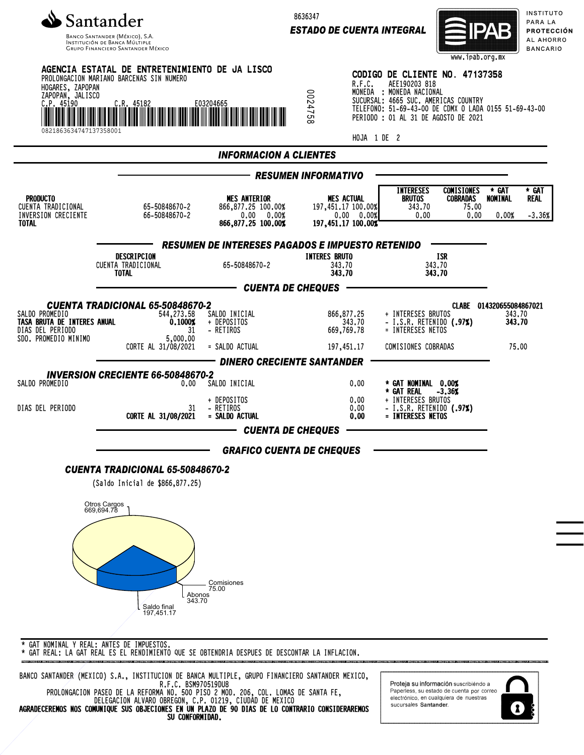**Santander**

Banco Santander (México), S.A.
Institución de Banca Múltiple
Grupo Financiero Santander México

8636347

**ESTADO DE CUENTA INTEGRAL**

IPAB – Instituto para la Protección al Ahorro Bancario – www.ipab.org.mx

**AGENCIA ESTATAL DE ENTRETENIMIENTO DE JA LISCO**
PROLONGACION MARIANO BARCENAS SIN NUMERO
HOGARES, ZAPOPAN
ZAPOPAN, JALISCO
C.P. 45190 C.R. 45182 E03204665

08218636347471373580001

0024758

**CODIGO DE CLIENTE NO. 47137358**
R.F.C. AEE190203 818
MONEDA : MONEDA NACIONAL
SUCURSAL: 4665 SUC. AMERICAS COUNTRY
TELEFONO: 51-69-43-00 DE CDMX O LADA 0155 51-69-43-00
PERIODO : 01 AL 31 DE AGOSTO DE 2021

HOJA 1 DE 2

## INFORMACION A CLIENTES

### RESUMEN INFORMATIVO

| PRODUCTO | | MES ANTERIOR | MES ACTUAL | INTERESES BRUTOS | COMISIONES COBRADAS | * GAT NOMINAL | * GAT REAL |
|---|---|---|---|---|---|---|---|
| CUENTA TRADICIONAL | 65-50848670-2 | 866,877.25 100.00% | 197,451.17 100.00% | 343.70 | 75.00 | | |
| INVERSION CRECIENTE | 66-50848670-2 | 0.00 0.00% | 0.00 0.00% | 0.00 | 0.00 | 0.00% | -3.36% |
| **TOTAL** | | **866,877.25 100.00%** | **197,451.17 100.00%** | | | | |

### RESUMEN DE INTERESES PAGADOS E IMPUESTO RETENIDO

| DESCRIPCION | | INTERES BRUTO | ISR |
|---|---|---|---|
| CUENTA TRADICIONAL | 65-50848670-2 | 343.70 | 343.70 |
| **TOTAL** | | **343.70** | **343.70** |

### CUENTA DE CHEQUES

#### CUENTA TRADICIONAL 65-50848670-2

CLABE 014320655084867021

| | | | | | |
|---|---|---|---|---|---|
| SALDO PROMEDIO | 544,273.58 | SALDO INICIAL | 866,877.25 | + INTERESES BRUTOS | 343.70 |
| **TASA BRUTA DE INTERES ANUAL** | **0.1000%** | + DEPOSITOS | 343.70 | - I.S.R. RETENIDO **(.97%)** | **343.70** |
| DIAS DEL PERIODO | 31 | - RETIROS | 669,769.78 | = INTERESES NETOS | |
| SDO. PROMEDIO MINIMO | 5,000.00 | | | | |
| | CORTE AL 31/08/2021 | = SALDO ACTUAL | 197,451.17 | COMISIONES COBRADAS | 75.00 |

### DINERO CRECIENTE SANTANDER

#### INVERSION CRECIENTE 66-50848670-2

| | | | | |
|---|---|---|---|---|
| SALDO PROMEDIO | 0.00 | SALDO INICIAL | 0.00 | **\* GAT NOMINAL 0.00%** |
| | | | | **\* GAT REAL -3.36%** |
| | | + DEPOSITOS | 0.00 | + INTERESES BRUTOS |
| DIAS DEL PERIODO | 31 | - RETIROS | 0.00 | - I.S.R. RETENIDO **(.97%)** |
| | **CORTE AL 31/08/2021** | **= SALDO ACTUAL** | **0.00** | **= INTERESES NETOS** |

### CUENTA DE CHEQUES

### GRAFICO CUENTA DE CHEQUES

#### CUENTA TRADICIONAL 65-50848670-2

(Saldo Inicial de $866,877.25)

Otros Cargos 669,694.78
Comisiones 75.00
Abonos 343.70
Saldo final 197,451.17

\* GAT NOMINAL Y REAL: ANTES DE IMPUESTOS.
\* GAT REAL: LA GAT REAL ES EL RENDIMIENTO QUE SE OBTENDRIA DESPUES DE DESCONTAR LA INFLACION.

BANCO SANTANDER (MEXICO) S.A., INSTITUCION DE BANCA MULTIPLE, GRUPO FINANCIERO SANTANDER MEXICO,
R.F.C. BSM970519DU8
PROLONGACION PASEO DE LA REFORMA NO. 500 PISO 2 MOD. 206, COL. LOMAS DE SANTA FE,
DELEGACION ALVARO OBREGON, C.P. 01219, CIUDAD DE MEXICO
**AGRADECEREMOS NOS COMUNIQUE SUS OBJECIONES EN UN PLAZO DE 90 DIAS DE LO CONTRARIO CONSIDERAREMOS SU CONFORMIDAD.**

Proteja su información suscribiéndo a Paperless, su estado de cuenta por correo electrónico, en cualquiera de nuestras sucursales **Santander**.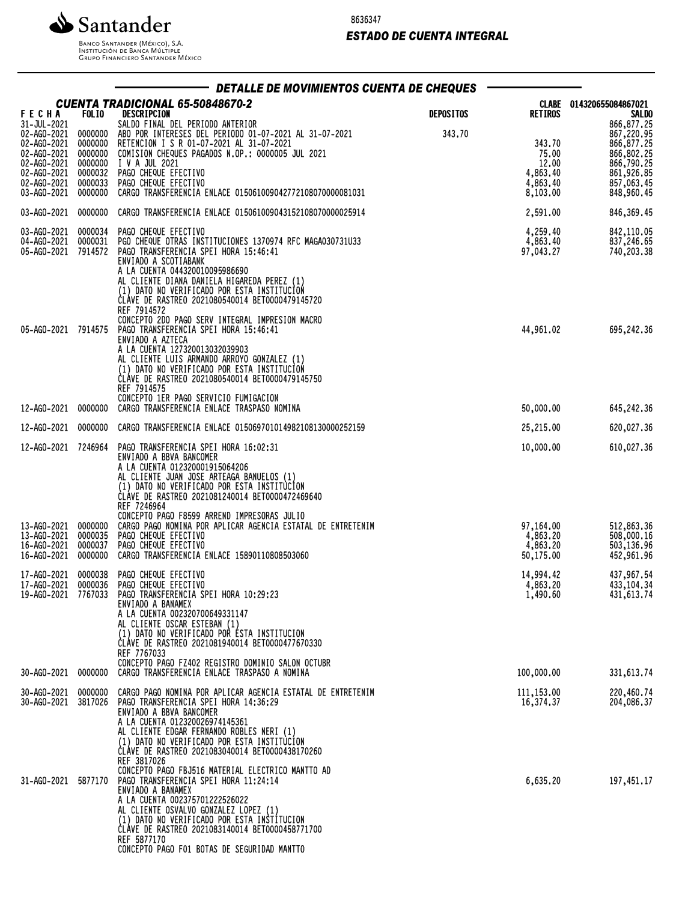Santander

Banco Santander (México), S.A.
Institución de Banca Múltiple
Grupo Financiero Santander México

8636347

***ESTADO DE CUENTA INTEGRAL***

## DETALLE DE MOVIMIENTOS CUENTA DE CHEQUES

### CUENTA TRADICIONAL 65-50848670-2

CLABE 014320655084867021

| FECHA | FOLIO | DESCRIPCION | DEPOSITOS | RETIROS | SALDO |
|---|---|---|---|---|---|
| 31-JUL-2021 | | SALDO FINAL DEL PERIODO ANTERIOR | | | 866,877.25 |
| 02-AGO-2021 | 0000000 | ABO POR INTERESES DEL PERIODO 01-07-2021 AL 31-07-2021 | 343.70 | | 867,220.95 |
| 02-AGO-2021 | 0000000 | RETENCION I S R 01-07-2021 AL 31-07-2021 | | 343.70 | 866,877.25 |
| 02-AGO-2021 | 0000000 | COMISION CHEQUES PAGADOS N.OP.: 0000005 JUL 2021 | | 75.00 | 866,802.25 |
| 02-AGO-2021 | 0000000 | I V A JUL 2021 | | 12.00 | 866,790.25 |
| 02-AGO-2021 | 0000032 | PAGO CHEQUE EFECTIVO | | 4,863.40 | 861,926.85 |
| 02-AGO-2021 | 0000033 | PAGO CHEQUE EFECTIVO | | 4,863.40 | 857,063.45 |
| 03-AGO-2021 | 0000000 | CARGO TRANSFERENCIA ENLACE 015061009042772108070000081031 | | 8,103.00 | 848,960.45 |
| 03-AGO-2021 | 0000000 | CARGO TRANSFERENCIA ENLACE 015061009043152108070000025914 | | 2,591.00 | 846,369.45 |
| 03-AGO-2021 | 0000034 | PAGO CHEQUE EFECTIVO | | 4,259.40 | 842,110.05 |
| 04-AGO-2021 | 0000031 | PGO CHEQUE OTRAS INSTITUCIONES 1370974 RFC MAGA030731U33 | | 4,863.40 | 837,246.65 |
| 05-AGO-2021 | 7914572 | PAGO TRANSFERENCIA SPEI HORA 15:46:41<br>ENVIADO A SCOTIABANK<br>A LA CUENTA 044320010095986690<br>AL CLIENTE DIANA DANIELA HIGAREDA PEREZ (1)<br>(1) DATO NO VERIFICADO POR ESTA INSTITUCION<br>CLAVE DE RASTREO 2021080540014 BET0000479145720<br>REF 7914572<br>CONCEPTO 2DO PAGO SERV INTEGRAL IMPRESION MACRO | | 97,043.27 | 740,203.38 |
| 05-AGO-2021 | 7914575 | PAGO TRANSFERENCIA SPEI HORA 15:46:41<br>ENVIADO A AZTECA<br>A LA CUENTA 127320013032039903<br>AL CLIENTE LUIS ARMANDO ARROYO GONZALEZ (1)<br>(1) DATO NO VERIFICADO POR ESTA INSTITUCION<br>CLAVE DE RASTREO 2021080540014 BET0000479145750<br>REF 7914575<br>CONCEPTO 1ER PAGO SERVICIO FUMIGACION | | 44,961.02 | 695,242.36 |
| 12-AGO-2021 | 0000000 | CARGO TRANSFERENCIA ENLACE TRASPASO NOMINA | | 50,000.00 | 645,242.36 |
| 12-AGO-2021 | 0000000 | CARGO TRANSFERENCIA ENLACE 015069701014982108130000252159 | | 25,215.00 | 620,027.36 |
| 12-AGO-2021 | 7246964 | PAGO TRANSFERENCIA SPEI HORA 16:02:31<br>ENVIADO A BBVA BANCOMER<br>A LA CUENTA 012320001915064206<br>AL CLIENTE JUAN JOSE ARTEAGA BANUELOS (1)<br>(1) DATO NO VERIFICADO POR ESTA INSTITUCION<br>CLAVE DE RASTREO 2021081240014 BET0000472469640<br>REF 7246964<br>CONCEPTO PAGO F8599 ARREND IMPRESORAS JULIO | | 10,000.00 | 610,027.36 |
| 13-AGO-2021 | 0000000 | CARGO PAGO NOMINA POR APLICAR AGENCIA ESTATAL DE ENTRETENIM | | 97,164.00 | 512,863.36 |
| 13-AGO-2021 | 0000035 | PAGO CHEQUE EFECTIVO | | 4,863.20 | 508,000.16 |
| 16-AGO-2021 | 0000037 | PAGO CHEQUE EFECTIVO | | 4,863.20 | 503,136.96 |
| 16-AGO-2021 | 0000000 | CARGO TRANSFERENCIA ENLACE 15890110808503060 | | 50,175.00 | 452,961.96 |
| 17-AGO-2021 | 0000038 | PAGO CHEQUE EFECTIVO | | 14,994.42 | 437,967.54 |
| 17-AGO-2021 | 0000036 | PAGO CHEQUE EFECTIVO | | 4,863.20 | 433,104.34 |
| 19-AGO-2021 | 7767033 | PAGO TRANSFERENCIA SPEI HORA 10:29:23<br>ENVIADO A BANAMEX<br>A LA CUENTA 002320700649331147<br>AL CLIENTE OSCAR ESTEBAN (1)<br>(1) DATO NO VERIFICADO POR ESTA INSTITUCION<br>CLAVE DE RASTREO 2021081940014 BET0000477670330<br>REF 7767033<br>CONCEPTO PAGO FZ402 REGISTRO DOMINIO SALON OCTUBR | | 1,490.60 | 431,613.74 |
| 30-AGO-2021 | 0000000 | CARGO TRANSFERENCIA ENLACE TRASPASO A NOMINA | | 100,000.00 | 331,613.74 |
| 30-AGO-2021 | 0000000 | CARGO PAGO NOMINA POR APLICAR AGENCIA ESTATAL DE ENTRETENIM | | 111,153.00 | 220,460.74 |
| 30-AGO-2021 | 3817026 | PAGO TRANSFERENCIA SPEI HORA 14:36:29<br>ENVIADO A BBVA BANCOMER<br>A LA CUENTA 012320026974145361<br>AL CLIENTE EDGAR FERNANDO ROBLES NERI (1)<br>(1) DATO NO VERIFICADO POR ESTA INSTITUCION<br>CLAVE DE RASTREO 2021083040014 BET0000438170260<br>REF 3817026<br>CONCEPTO PAGO FBJ516 MATERIAL ELECTRICO MANTTO AD | | 16,374.37 | 204,086.37 |
| 31-AGO-2021 | 5877170 | PAGO TRANSFERENCIA SPEI HORA 11:24:14<br>ENVIADO A BANAMEX<br>A LA CUENTA 002375701222526022<br>AL CLIENTE OSVALVO GONZALEZ LOPEZ (1)<br>(1) DATO NO VERIFICADO POR ESTA INSTITUCION<br>CLAVE DE RASTREO 2021083140014 BET0000458771700<br>REF 5877170<br>CONCEPTO PAGO F01 BOTAS DE SEGURIDAD MANTTO | | 6,635.20 | 197,451.17 |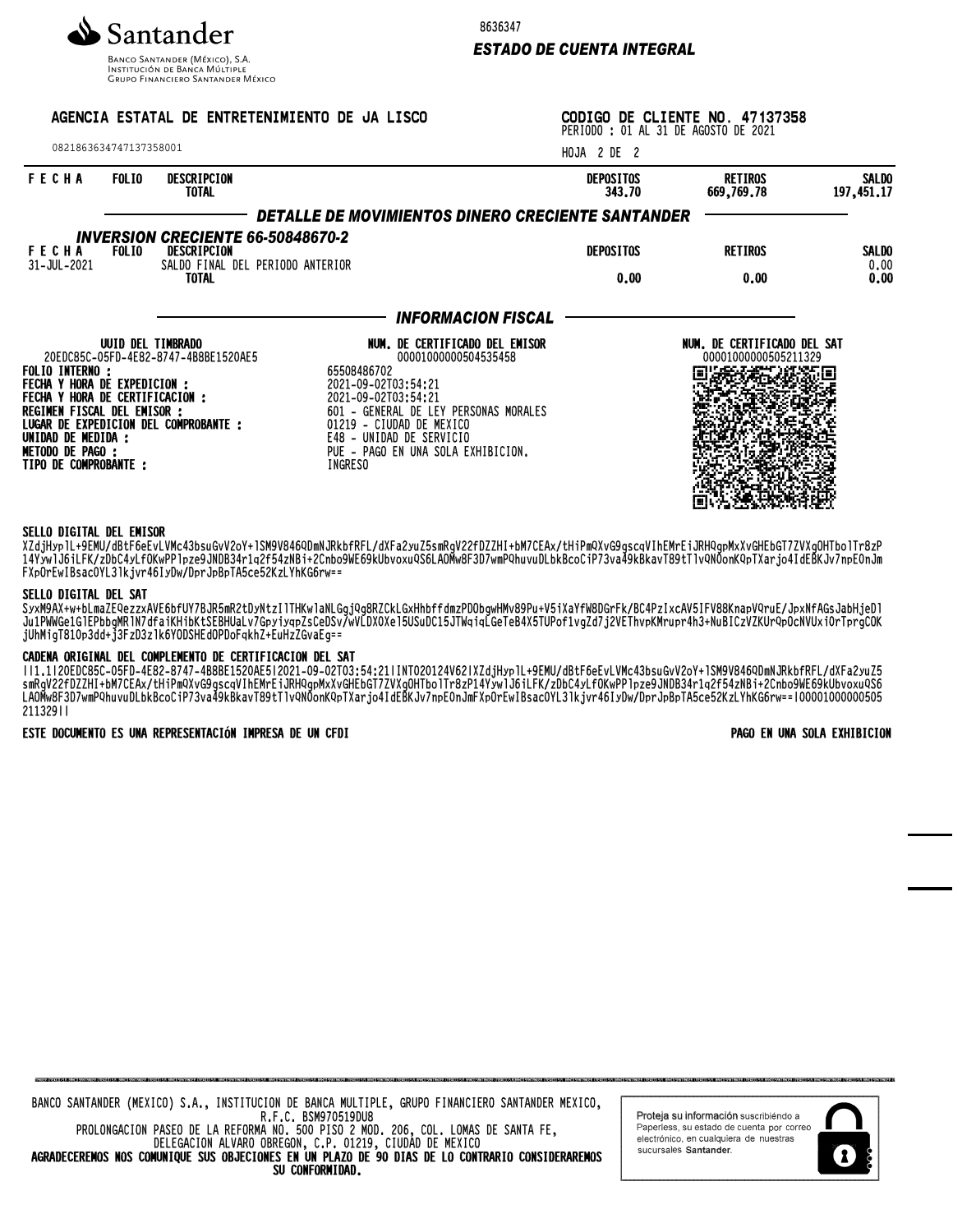Santander

BANCO SANTANDER (MÉXICO), S.A.
INSTITUCIÓN DE BANCA MÚLTIPLE
GRUPO FINANCIERO SANTANDER MÉXICO

8636347

***ESTADO DE CUENTA INTEGRAL***

AGENCIA ESTATAL DE ENTRETENIMIENTO DE JA LISCO

08218636347471373580001

**CODIGO DE CLIENTE NO. 47137358**
PERIODO : 01 AL 31 DE AGOSTO DE 2021

HOJA 2 DE 2

| FECHA | FOLIO | DESCRIPCION | DEPOSITOS | RETIROS | SALDO |
|---|---|---|---|---|---|
| | | **TOTAL** | **343.70** | **669,769.78** | **197,451.17** |

## *DETALLE DE MOVIMIENTOS DINERO CRECIENTE SANTANDER*

### *INVERSION CRECIENTE 66-50848670-2*

| FECHA | FOLIO | DESCRIPCION | DEPOSITOS | RETIROS | SALDO |
|---|---|---|---|---|---|
| 31-JUL-2021 | | SALDO FINAL DEL PERIODO ANTERIOR | | | 0.00 |
| | | **TOTAL** | **0.00** | **0.00** | **0.00** |

## *INFORMACION FISCAL*

**UUID DEL TIMBRADO**
20EDC85C-05FD-4E82-8747-4B8BE1520AE5

**NUM. DE CERTIFICADO DEL EMISOR**
00001000000504535458

**NUM. DE CERTIFICADO DEL SAT**
00001000000505211329

**FOLIO INTERNO :** 65508486702
**FECHA Y HORA DE EXPEDICION :** 2021-09-02T03:54:21
**FECHA Y HORA DE CERTIFICACION :** 2021-09-02T03:54:21
**REGIMEN FISCAL DEL EMISOR :** 601 - GENERAL DE LEY PERSONAS MORALES
**LUGAR DE EXPEDICION DEL COMPROBANTE :** 01219 - CIUDAD DE MEXICO
**UNIDAD DE MEDIDA :** E48 - UNIDAD DE SERVICIO
**METODO DE PAGO :** PUE - PAGO EN UNA SOLA EXHIBICION.
**TIPO DE COMPROBANTE :** INGRESO

**SELLO DIGITAL DEL EMISOR**
XZdjHyplL+9EMU/dBtF6eEvLVMc43bsuGvV2oY+1SM9V846QDmNJRkbfRFL/dXFa2yuZ5smRgV22fDZZHI+bM7CEAx/tHiPmQXvG9gscqVIhEMrEiJRHQgpMxXvGHEbGT7ZVXgOHTbolTr8zP14Yyw1J6iLFK/zDbC4yLfOKwPPlpze9JNDB34r1q2f54zNBi+2Cnbo9WE69kUbvoxuQS6LAOMw8F3D7wmPQhuvuDLbkBcoCiP73va49kBkavT89tTlvQNOonKQpTXarjo4IdEBKJv7npEOnJmFXpOrEwIBsacOYL3lkjvr46IyDw/DprJpBpTA5ce52KzLYhKG6rw==

**SELLO DIGITAL DEL SAT**
SyxM9AX+w+bLmaZEQezzxAVE6bfUY7BJR5mR2tDyNtzIlTHKwlaNLGgjQg8RZCkLGxHhbffdmzPDObgwHMv89Pu+V5iXaYfW8DGrFk/BC4PzIxcAV5IFV88KnapVQruE/JpxNfAGsJabHjeDlJu1PWWGe1GlEPbbgMRlN7dfaiKHibKtSEBHUaLv7GpyiyqpZsCeDSv/wVLDXOXe15USuDC15JTWqiqLGeTeB4X5TUPof1vgZd7j2VEThvpKMrupr4h3+NuBICzVZKUrQpOcNVUxiOrTprgCOKjUhMigT81Op3dd+j3FzD3zlk6YODSHEdOPDoFqkhZ+EuHzZGvaEg==

**CADENA ORIGINAL DEL COMPLEMENTO DE CERTIFICACION DEL SAT**
||1.1|20EDC85C-05FD-4E82-8747-4B8BE1520AE5|2021-09-02T03:54:21|INT020124V62|XZdjHyplL+9EMU/dBtF6eEvLVMc43bsuGvV2oY+1SM9V846QDmNJRkbfRFL/dXFa2yuZ5smRgV22fDZZHI+bM7CEAx/tHiPmQXvG9gscqVIhEMrEiJRHQgpMxXvGHEbGT7ZVXgOHTbolTr8zP14Yyw1J6iLFK/zDbC4yLfOKwPPlpze9JNDB34r1q2f54zNBi+2Cnbo9WE69kUbvoxuQS6LAOMw8F3D7wmPQhuvuDLbkBcoCiP73va49kBkavT89tTlvQNOonKQpTXarjo4IdEBKJv7npEOnJmFXpOrEwIBsacOYL3lkjvr46IyDw/DprJpBpTA5ce52KzLYhKG6rw==|00001000000505211329||

**ESTE DOCUMENTO ES UNA REPRESENTACIÓN IMPRESA DE UN CFDI**

**PAGO EN UNA SOLA EXHIBICION**

BANCO SANTANDER (MEXICO) S.A., INSTITUCION DE BANCA MULTIPLE, GRUPO FINANCIERO SANTANDER MEXICO,
R.F.C. BSM970519DU8
PROLONGACION PASEO DE LA REFORMA NO. 500 PISO 2 MOD. 206, COL. LOMAS DE SANTA FE,
DELEGACION ALVARO OBREGON, C.P. 01219, CIUDAD DE MEXICO
**AGRADECEREMOS NOS COMUNIQUE SUS OBJECIONES EN UN PLAZO DE 90 DIAS DE LO CONTRARIO CONSIDERAREMOS SU CONFORMIDAD.**

**Proteja su información** suscribiéndo a Paperless, su estado de cuenta por correo electrónico, en cualquiera de nuestras sucursales **Santander**.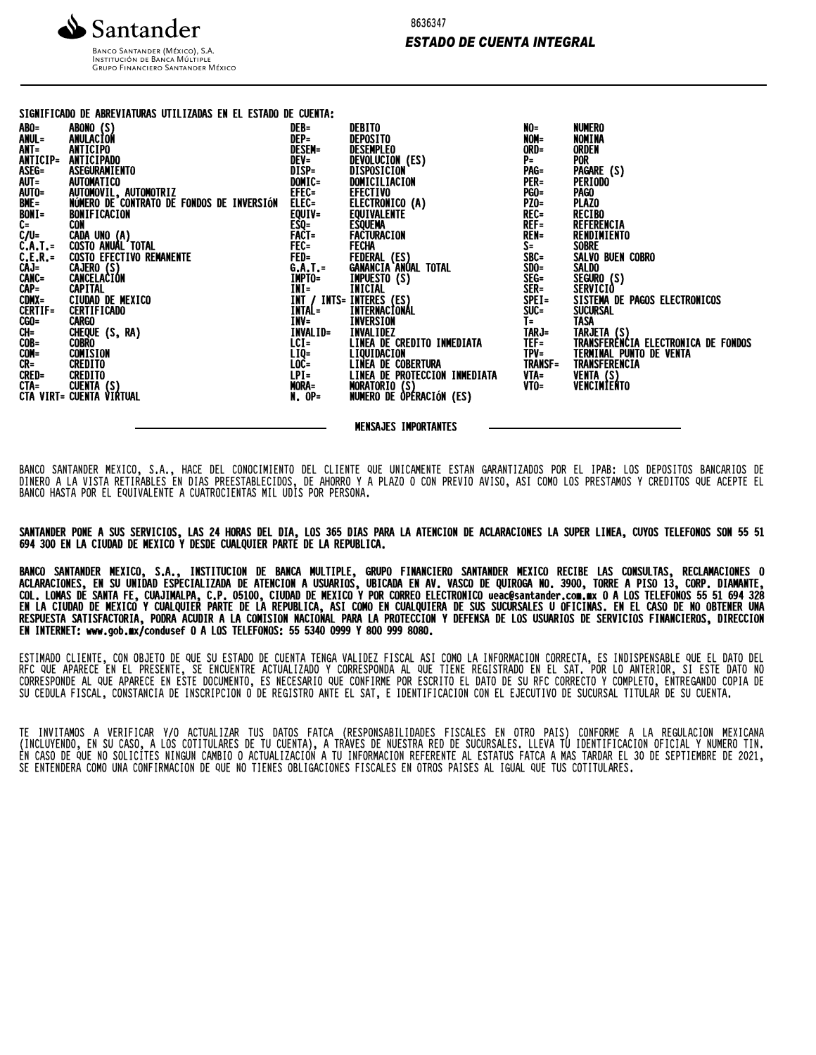Santander

Banco Santander (México), S.A.
Institución de Banca Múltiple
Grupo Financiero Santander México

8636347

***ESTADO DE CUENTA INTEGRAL***

**SIGNIFICADO DE ABREVIATURAS UTILIZADAS EN EL ESTADO DE CUENTA:**

| | | | | | |
|---|---|---|---|---|---|
| ABO= | ABONO (S) | DEB= | DEBITO | NO= | NUMERO |
| ANUL= | ANULACIÓN | DEP= | DEPOSITO | NOM= | NOMINA |
| ANT= | ANTICIPO | DESEM= | DESEMPLEO | ORD= | ORDEN |
| ANTICIP= | ANTICIPADO | DEV= | DEVOLUCION (ES) | P= | POR |
| ASEG= | ASEGURAMIENTO | DISP= | DISPOSICION | PAG= | PAGARE (S) |
| AUT= | AUTOMATICO | DOMIC= | DOMICILIACION | PER= | PERIODO |
| AUTO= | AUTOMOVIL, AUTOMOTRIZ | EFEC= | EFECTIVO | PGO= | PAGO |
| BME= | NÚMERO DE CONTRATO DE FONDOS DE INVERSIÓN | ELEC= | ELECTRONICO (A) | PZO= | PLAZO |
| BONI= | BONIFICACION | EQUIV= | EQUIVALENTE | REC= | RECIBO |
| C= | CON | ESQ= | ESQUEMA | REF= | REFERENCIA |
| C/U= | CADA UNO (A) | FACT= | FACTURACION | REN= | RENDIMIENTO |
| C.A.T.= | COSTO ANUAL TOTAL | FEC= | FECHA | S= | SOBRE |
| C.E.R.= | COSTO EFECTIVO REMANENTE | FED= | FEDERAL (ES) | SBC= | SALVO BUEN COBRO |
| CAJ= | CAJERO (S) | G.A.T.= | GANANCIA ANUAL TOTAL | SDO= | SALDO |
| CANC= | CANCELACIÓN | IMPTO= | IMPUESTO (S) | SEG= | SEGURO (S) |
| CAP= | CAPITAL | INI= | INICIAL | SER= | SERVICIO |
| CDMX= | CIUDAD DE MEXICO | INT / INTS= | INTERES (ES) | SPEI= | SISTEMA DE PAGOS ELECTRONICOS |
| CERTIF= | CERTIFICADO | INTAL= | INTERNACIONAL | SUC= | SUCURSAL |
| CGO= | CARGO | INV= | INVERSION | T= | TASA |
| CH= | CHEQUE (S, RA) | INVALID= | INVALIDEZ | TARJ= | TARJETA (S) |
| COB= | COBRO | LCI= | LINEA DE CREDITO INMEDIATA | TEF= | TRANSFERENCIA ELECTRONICA DE FONDOS |
| COM= | COMISION | LIQ= | LIQUIDACION | TPV= | TERMINAL PUNTO DE VENTA |
| CR= | CREDITO | LOC= | LINEA DE COBERTURA | TRANSF= | TRANSFERENCIA |
| CRED= | CREDITO | LPI= | LINEA DE PROTECCION INMEDIATA | VTA= | VENTA (S) |
| CTA= | CUENTA (S) | MORA= | MORATORIO (S) | VTO= | VENCIMIENTO |
| CTA VIRT= | CUENTA VIRTUAL | N. OP= | NUMERO DE OPERACIÓN (ES) | | |

**MENSAJES IMPORTANTES**

BANCO SANTANDER MEXICO, S.A., HACE DEL CONOCIMIENTO DEL CLIENTE QUE UNICAMENTE ESTAN GARANTIZADOS POR EL IPAB: LOS DEPOSITOS BANCARIOS DE DINERO A LA VISTA RETIRABLES EN DIAS PREESTABLECIDOS, DE AHORRO Y A PLAZO O CON PREVIO AVISO, ASI COMO LOS PRESTAMOS Y CREDITOS QUE ACEPTE EL BANCO HASTA POR EL EQUIVALENTE A CUATROCIENTAS MIL UDIS POR PERSONA.

**SANTANDER PONE A SUS SERVICIOS, LAS 24 HORAS DEL DIA, LOS 365 DIAS PARA LA ATENCION DE ACLARACIONES LA SUPER LINEA, CUYOS TELEFONOS SON 55 51 694 300 EN LA CIUDAD DE MEXICO Y DESDE CUALQUIER PARTE DE LA REPUBLICA.**

**BANCO SANTANDER MEXICO, S.A., INSTITUCION DE BANCA MULTIPLE, GRUPO FINANCIERO SANTANDER MEXICO RECIBE LAS CONSULTAS, RECLAMACIONES O ACLARACIONES, EN SU UNIDAD ESPECIALIZADA DE ATENCION A USUARIOS, UBICADA EN AV. VASCO DE QUIROGA NO. 3900, TORRE A PISO 13, CORP. DIAMANTE, COL. LOMAS DE SANTA FE, CUAJIMALPA, C.P. 05100, CIUDAD DE MEXICO Y POR CORREO ELECTRONICO ueac@santander.com.mx O A LOS TELEFONOS 55 51 694 328 EN LA CIUDAD DE MEXICO Y CUALQUIER PARTE DE LA REPUBLICA, ASI COMO EN CUALQUIERA DE SUS SUCURSALES U OFICINAS. EN EL CASO DE NO OBTENER UNA RESPUESTA SATISFACTORIA, PODRA ACUDIR A LA COMISION NACIONAL PARA LA PROTECCION Y DEFENSA DE LOS USUARIOS DE SERVICIOS FINANCIEROS, DIRECCION EN INTERNET: www.gob.mx/condusef O A LOS TELEFONOS: 55 5340 0999 Y 800 999 8080.**

ESTIMADO CLIENTE, CON OBJETO DE QUE SU ESTADO DE CUENTA TENGA VALIDEZ FISCAL ASI COMO LA INFORMACION CORRECTA, ES INDISPENSABLE QUE EL DATO DEL RFC QUE APARECE EN EL PRESENTE, SE ENCUENTRE ACTUALIZADO Y CORRESPONDA AL QUE TIENE REGISTRADO EN EL SAT. POR LO ANTERIOR, SI ESTE DATO NO CORRESPONDE AL QUE APARECE EN ESTE DOCUMENTO, ES NECESARIO QUE CONFIRME POR ESCRITO EL DATO DE SU RFC CORRECTO Y COMPLETO, ENTREGANDO COPIA DE SU CEDULA FISCAL, CONSTANCIA DE INSCRIPCION O DE REGISTRO ANTE EL SAT, E IDENTIFICACION CON EL EJECUTIVO DE SUCURSAL TITULAR DE SU CUENTA.

TE INVITAMOS A VERIFICAR Y/O ACTUALIZAR TUS DATOS FATCA (RESPONSABILIDADES FISCALES EN OTRO PAIS) CONFORME A LA REGULACION MEXICANA (INCLUYENDO, EN SU CASO, A LOS COTITULARES DE TU CUENTA), A TRAVES DE NUESTRA RED DE SUCURSALES. LLEVA TU IDENTIFICACION OFICIAL Y NUMERO TIN. EN CASO DE QUE NO SOLICITES NINGUN CAMBIO O ACTUALIZACION A TU INFORMACION REFERENTE AL ESTATUS FATCA A MAS TARDAR EL 30 DE SEPTIEMBRE DE 2021, SE ENTENDERA COMO UNA CONFIRMACION DE QUE NO TIENES OBLIGACIONES FISCALES EN OTROS PAISES AL IGUAL QUE TUS COTITULARES.